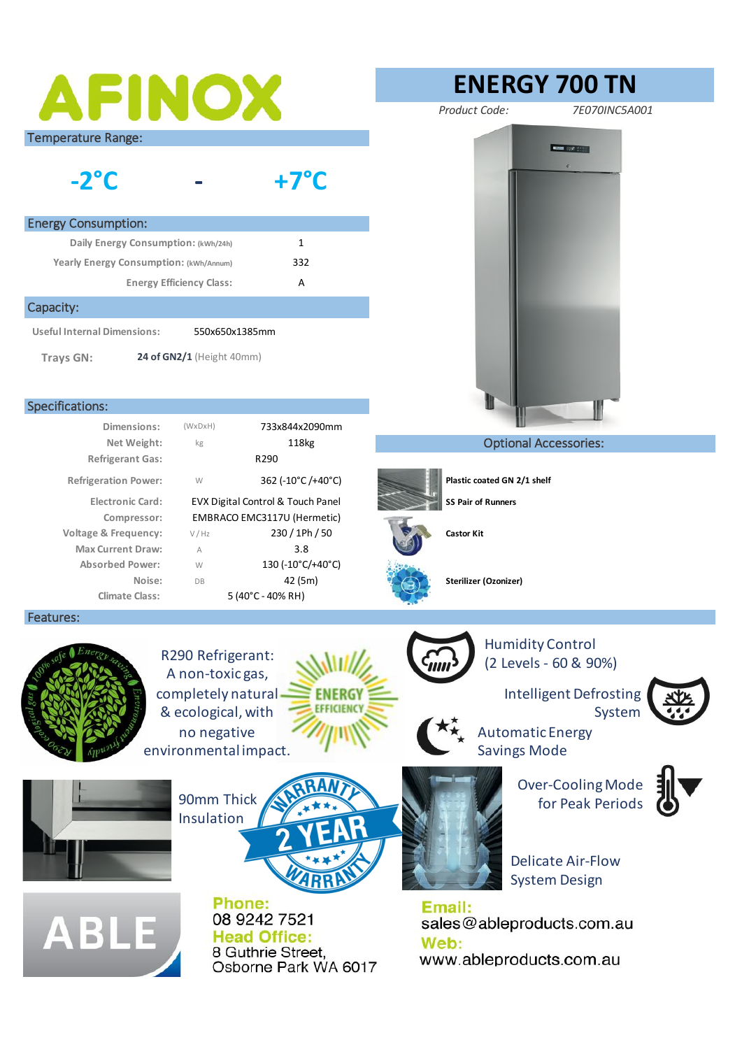# AFINOX

## ENERGY 700 TN

*Product Code:* *7E070INC5A001*

## Temperature Range:

**-2°C - +7°C**

## Energy Consumption:

| | |
|---|---|
| Daily Energy Consumption: (kWh/24h) | 1 |
| Yearly Energy Consumption: (kWh/Annum) | 332 |
| Energy Efficiency Class: | A |

## Capacity:

| | |
|---|---|
| Useful Internal Dimensions: | 550x650x1385mm |
| Trays GN: | **24 of GN2/1** (Height 40mm) |

## Specifications:

| | | |
|---|---|---|
| Dimensions: | (WxDxH) | 733x844x2090mm |
| Net Weight: | kg | 118kg |
| Refrigerant Gas: | | R290 |
| Refrigeration Power: | W | 362 (-10°C /+40°C) |
| Electronic Card: | | EVX Digital Control & Touch Panel |
| Compressor: | | EMBRACO EMC3117U (Hermetic) |
| Voltage & Frequency: | V / Hz | 230 / 1Ph / 50 |
| Max Current Draw: | A | 3.8 |
| Absorbed Power: | W | 130 (-10°C/+40°C) |
| Noise: | DB | 42 (5m) |
| Climate Class: | | 5 (40°C - 40% RH) |

## Optional Accessories:

- **Plastic coated GN 2/1 shelf**
- **SS Pair of Runners**
- **Castor Kit**
- **Sterilizer (Ozonizer)**

## Features:

- R290 Refrigerant: A non-toxic gas, completely natural & ecological, with no negative environmental impact.
- Humidity Control (2 Levels - 60 & 90%)
- Intelligent Defrosting System
- Automatic Energy Savings Mode
- 90mm Thick Insulation
- 2 Year Warranty
- Over-Cooling Mode for Peak Periods
- Delicate Air-Flow System Design

ABLE

**Phone:**
08 9242 7521

**Head Office:**
8 Guthrie Street,
Osborne Park WA 6017

**Email:**
sales@ableproducts.com.au

**Web:**
www.ableproducts.com.au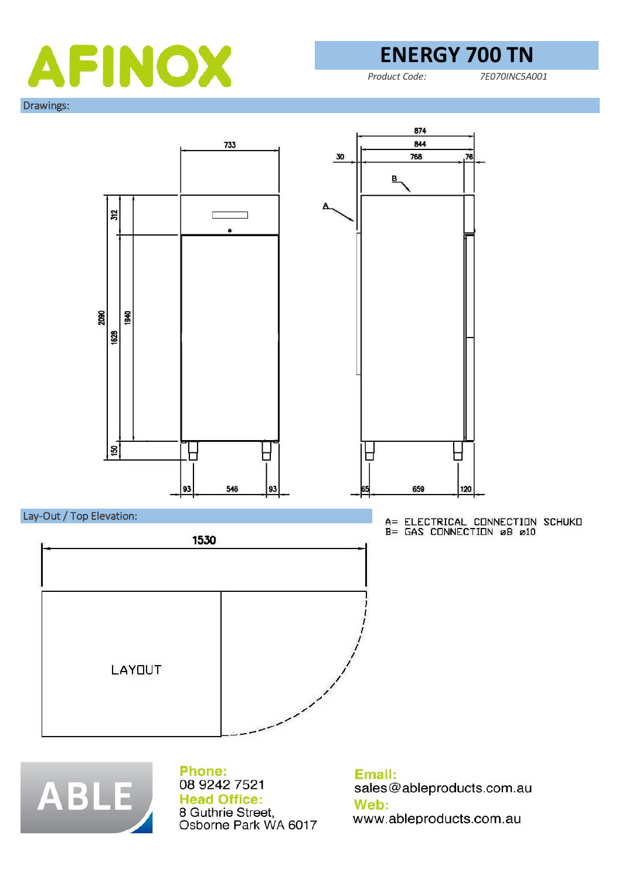# AFINOX

## ENERGY 700 TN

*Product Code:* *7E070INC5A001*

Drawings:

733

312

2090

1628

1940

150

93 546 93

874

844

30 768 76

B

A

65 659 120

Lay-Out / Top Elevation:

1530

LAYOUT

A= ELECTRICAL CONNECTION SCHUKO
B= GAS CONNECTION ø8 ø10

ABLE

**Phone:**
08 9242 7521

**Head Office:**
8 Guthrie Street,
Osborne Park WA 6017

**Email:**
sales@ableproducts.com.au

**Web:**
www.ableproducts.com.au